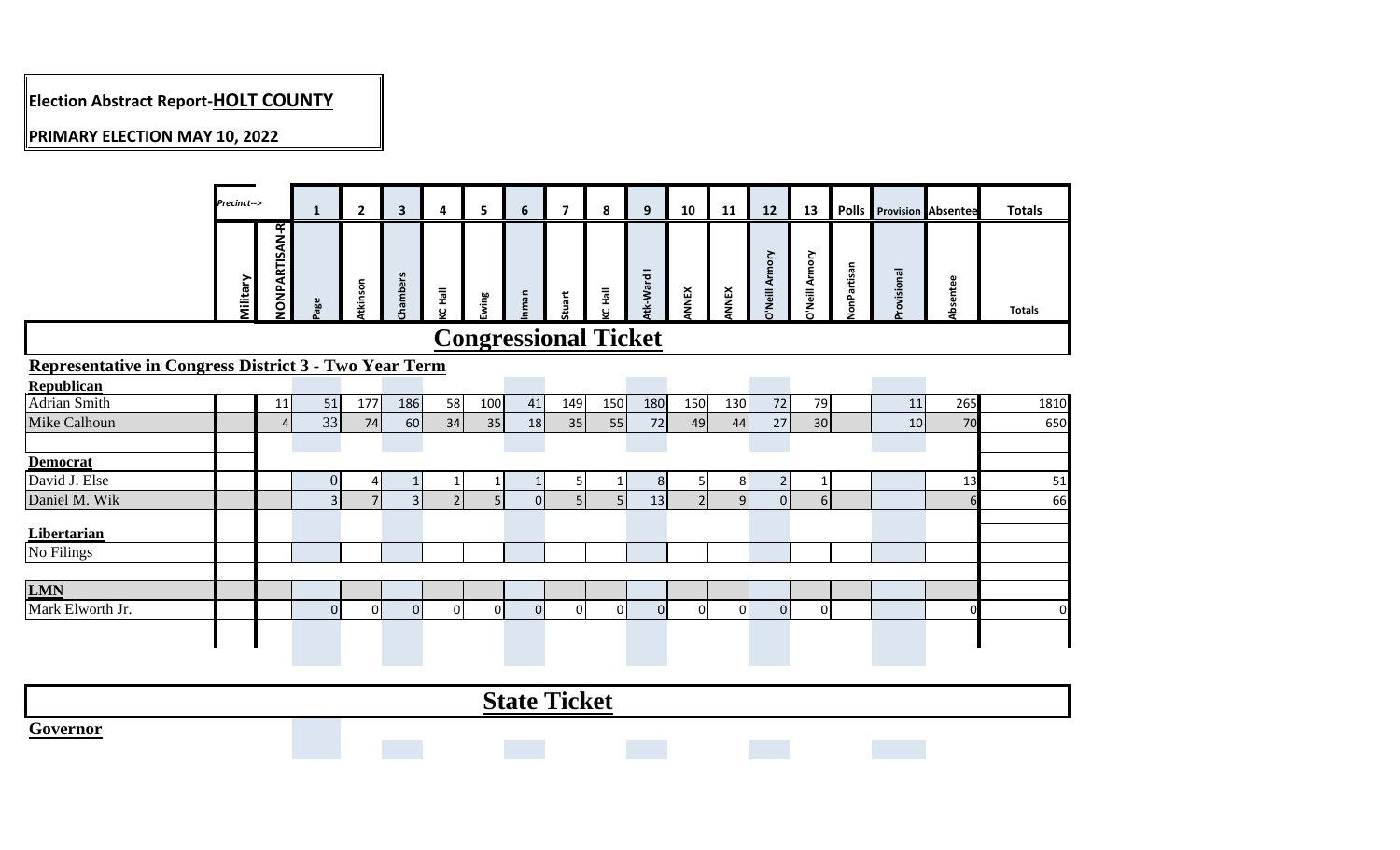# Election Abstract Report-HOLT COUNTY

## PRIMARY ELECTION MAY 10, 2022

| Precinct--> | | | 1 | 2 | 3 | 4 | 5 | 6 | 7 | 8 | 9 | 10 | 11 | 12 | 13 | Polls | Provision | Absentee | Totals |
|---|---|---|---|---|---|---|---|---|---|---|---|---|---|---|---|---|---|---|---|
| | Military | NONPARTISAN-R | Page | Atkinson | Chambers | KC Hall | Ewing | Inman | Stuart | KC Hall | Atk-Ward I | ANNEX | ANNEX | O'Neill Armory | O'Neill Armory | NonPartisan | Provisional | Absentee | Totals |
| **Congressional Ticket** | | | | | | | | | | | | | | | | | | | |
| **Representative in Congress District 3 - Two Year Term** | | | | | | | | | | | | | | | | | | | |
| **Republican** | | | | | | | | | | | | | | | | | | | |
| Adrian Smith | | 11 | 51 | 177 | 186 | 58 | 100 | 41 | 149 | 150 | 180 | 150 | 130 | 72 | 79 | | 11 | 265 | 1810 |
| Mike Calhoun | | 4 | 33 | 74 | 60 | 34 | 35 | 18 | 35 | 55 | 72 | 49 | 44 | 27 | 30 | | 10 | 70 | 650 |
| **Democrat** | | | | | | | | | | | | | | | | | | | |
| David J. Else | | | 0 | 4 | 1 | 1 | 1 | 1 | 5 | 1 | 8 | 5 | 8 | 2 | 1 | | | 13 | 51 |
| Daniel M. Wik | | | 3 | 7 | 3 | 2 | 5 | 0 | 5 | 5 | 13 | 2 | 9 | 0 | 6 | | | 6 | 66 |
| **Libertarian** | | | | | | | | | | | | | | | | | | | |
| No Filings | | | | | | | | | | | | | | | | | | | |
| **LMN** | | | | | | | | | | | | | | | | | | | |
| Mark Elworth Jr. | | | 0 | 0 | 0 | 0 | 0 | 0 | 0 | 0 | 0 | 0 | 0 | 0 | 0 | | | 0 | 0 |

## State Ticket

**Governor**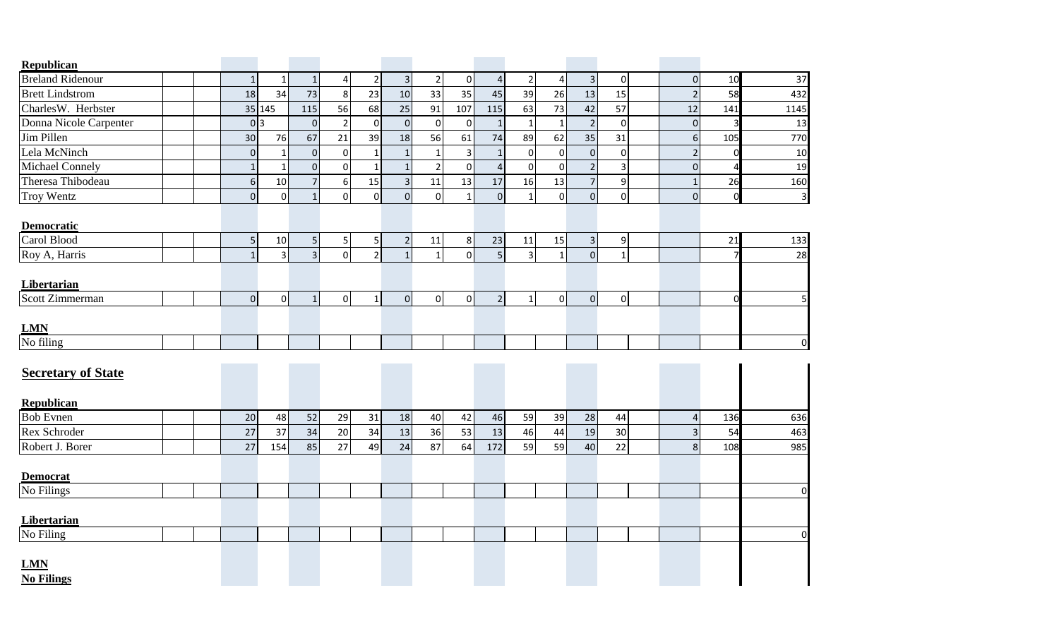| | | | | | | | | | | | | | | | | | | | |
|---|---|---|---|---|---|---|---|---|---|---|---|---|---|---|---|---|---|---|---|
| **Republican** | | | | | | | | | | | | | | | | | | | |
| Breland Ridenour | | | 1 | 1 | 1 | 4 | 2 | 3 | 2 | 0 | 4 | 2 | 4 | 3 | 0 | | 0 | 10 | 37 |
| Brett Lindstrom | | | 18 | 34 | 73 | 8 | 23 | 10 | 33 | 35 | 45 | 39 | 26 | 13 | 15 | | 2 | 58 | 432 |
| CharlesW. Herbster | | | 35 | 145 | 115 | 56 | 68 | 25 | 91 | 107 | 115 | 63 | 73 | 42 | 57 | | 12 | 141 | 1145 |
| Donna Nicole Carpenter | | | 0 | 3 | 0 | 2 | 0 | 0 | 0 | 0 | 1 | 1 | 1 | 2 | 0 | | 0 | 3 | 13 |
| Jim Pillen | | | 30 | 76 | 67 | 21 | 39 | 18 | 56 | 61 | 74 | 89 | 62 | 35 | 31 | | 6 | 105 | 770 |
| Lela McNinch | | | 0 | 1 | 0 | 0 | 1 | 1 | 1 | 3 | 1 | 0 | 0 | 0 | 0 | | 2 | 0 | 10 |
| Michael Connely | | | 1 | 1 | 0 | 0 | 1 | 1 | 2 | 0 | 4 | 0 | 0 | 2 | 3 | | 0 | 4 | 19 |
| Theresa Thibodeau | | | 6 | 10 | 7 | 6 | 15 | 3 | 11 | 13 | 17 | 16 | 13 | 7 | 9 | | 1 | 26 | 160 |
| Troy Wentz | | | 0 | 0 | 1 | 0 | 0 | 0 | 0 | 1 | 0 | 1 | 0 | 0 | 0 | | 0 | 0 | 3 |
| **Democratic** | | | | | | | | | | | | | | | | | | | |
| Carol Blood | | | 5 | 10 | 5 | 5 | 5 | 2 | 11 | 8 | 23 | 11 | 15 | 3 | 9 | | | 21 | 133 |
| Roy A, Harris | | | 1 | 3 | 3 | 0 | 2 | 1 | 1 | 0 | 5 | 3 | 1 | 0 | 1 | | | 7 | 28 |
| **Libertarian** | | | | | | | | | | | | | | | | | | | |
| Scott Zimmerman | | | 0 | 0 | 1 | 0 | 1 | 0 | 0 | 0 | 2 | 1 | 0 | 0 | 0 | | | 0 | 5 |
| **LMN** | | | | | | | | | | | | | | | | | | | |
| No filing | | | | | | | | | | | | | | | | | | | 0 |
| **Secretary of State** | | | | | | | | | | | | | | | | | | | |
| **Republican** | | | | | | | | | | | | | | | | | | | |
| Bob Evnen | | | 20 | 48 | 52 | 29 | 31 | 18 | 40 | 42 | 46 | 59 | 39 | 28 | 44 | | 4 | 136 | 636 |
| Rex Schroder | | | 27 | 37 | 34 | 20 | 34 | 13 | 36 | 53 | 13 | 46 | 44 | 19 | 30 | | 3 | 54 | 463 |
| Robert J. Borer | | | 27 | 154 | 85 | 27 | 49 | 24 | 87 | 64 | 172 | 59 | 59 | 40 | 22 | | 8 | 108 | 985 |
| **Democrat** | | | | | | | | | | | | | | | | | | | |
| No Filings | | | | | | | | | | | | | | | | | | | 0 |
| **Libertarian** | | | | | | | | | | | | | | | | | | | |
| No Filing | | | | | | | | | | | | | | | | | | | 0 |
| **LMN** | | | | | | | | | | | | | | | | | | | |
| **No Filings** | | | | | | | | | | | | | | | | | | | |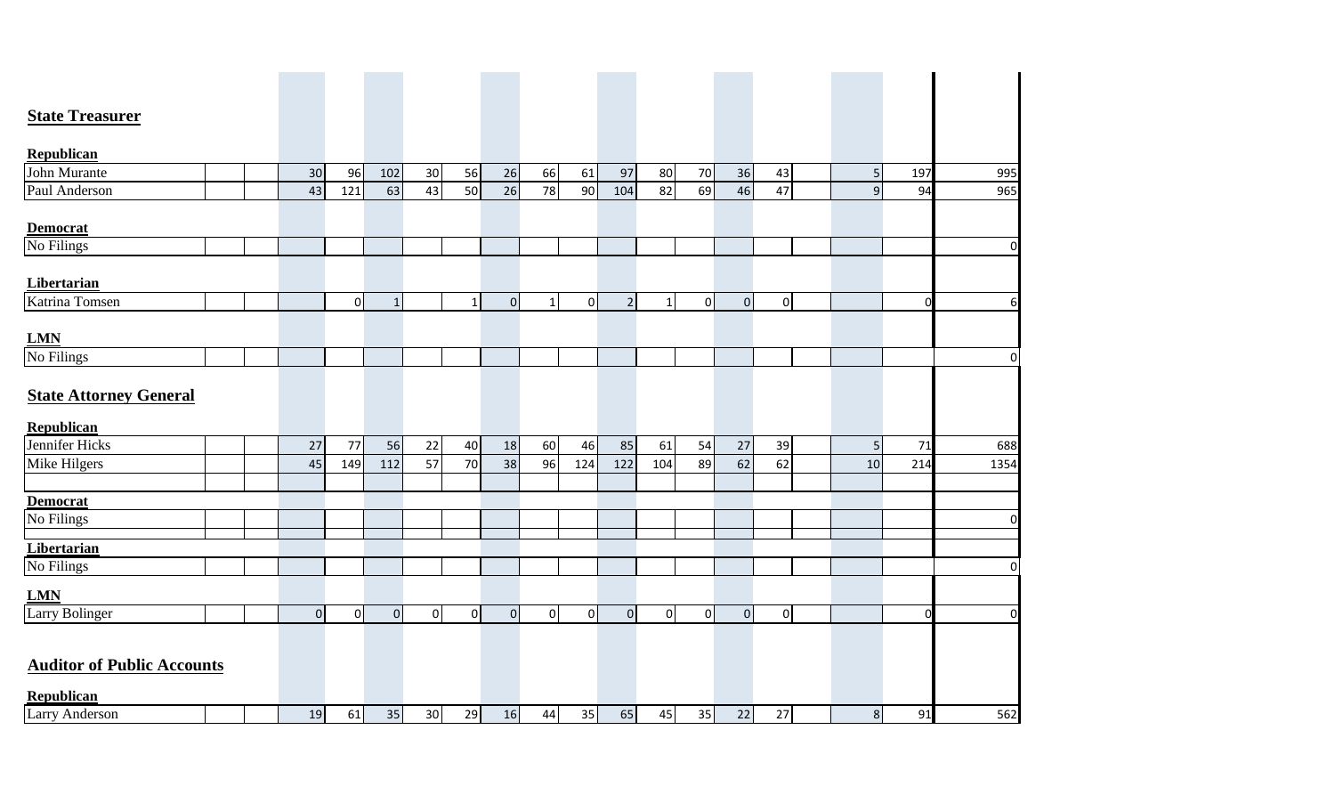## State Treasurer

| | | | | | | | | | | | | | | | | | | | |
|---|---|---|---|---|---|---|---|---|---|---|---|---|---|---|---|---|---|---|---|
| **Republican** | | | | | | | | | | | | | | | | | | | |
| John Murante | | | 30 | 96 | 102 | 30 | 56 | 26 | 66 | 61 | 97 | 80 | 70 | 36 | 43 | | 5 | 197 | 995 |
| Paul Anderson | | | 43 | 121 | 63 | 43 | 50 | 26 | 78 | 90 | 104 | 82 | 69 | 46 | 47 | | 9 | 94 | 965 |
| **Democrat** | | | | | | | | | | | | | | | | | | | |
| No Filings | | | | | | | | | | | | | | | | | | | 0 |
| **Libertarian** | | | | | | | | | | | | | | | | | | | |
| Katrina Tomsen | | | | 0 | 1 | | 1 | 0 | 1 | 0 | 2 | 1 | 0 | 0 | 0 | | | 0 | 6 |
| **LMN** | | | | | | | | | | | | | | | | | | | |
| No Filings | | | | | | | | | | | | | | | | | | | 0 |

## State Attorney General

| | | | | | | | | | | | | | | | | | | | |
|---|---|---|---|---|---|---|---|---|---|---|---|---|---|---|---|---|---|---|---|
| **Republican** | | | | | | | | | | | | | | | | | | | |
| Jennifer Hicks | | | 27 | 77 | 56 | 22 | 40 | 18 | 60 | 46 | 85 | 61 | 54 | 27 | 39 | | 5 | 71 | 688 |
| Mike Hilgers | | | 45 | 149 | 112 | 57 | 70 | 38 | 96 | 124 | 122 | 104 | 89 | 62 | 62 | | 10 | 214 | 1354 |
| **Democrat** | | | | | | | | | | | | | | | | | | | |
| No Filings | | | | | | | | | | | | | | | | | | | 0 |
| **Libertarian** | | | | | | | | | | | | | | | | | | | |
| No Filings | | | | | | | | | | | | | | | | | | | 0 |
| **LMN** | | | | | | | | | | | | | | | | | | | |
| Larry Bolinger | | | 0 | 0 | 0 | 0 | 0 | 0 | 0 | 0 | 0 | 0 | 0 | 0 | 0 | | | 0 | 0 |

## Auditor of Public Accounts

| | | | | | | | | | | | | | | | | | | | |
|---|---|---|---|---|---|---|---|---|---|---|---|---|---|---|---|---|---|---|---|
| **Republican** | | | | | | | | | | | | | | | | | | | |
| Larry Anderson | | | 19 | 61 | 35 | 30 | 29 | 16 | 44 | 35 | 65 | 45 | 35 | 22 | 27 | | 8 | 91 | 562 |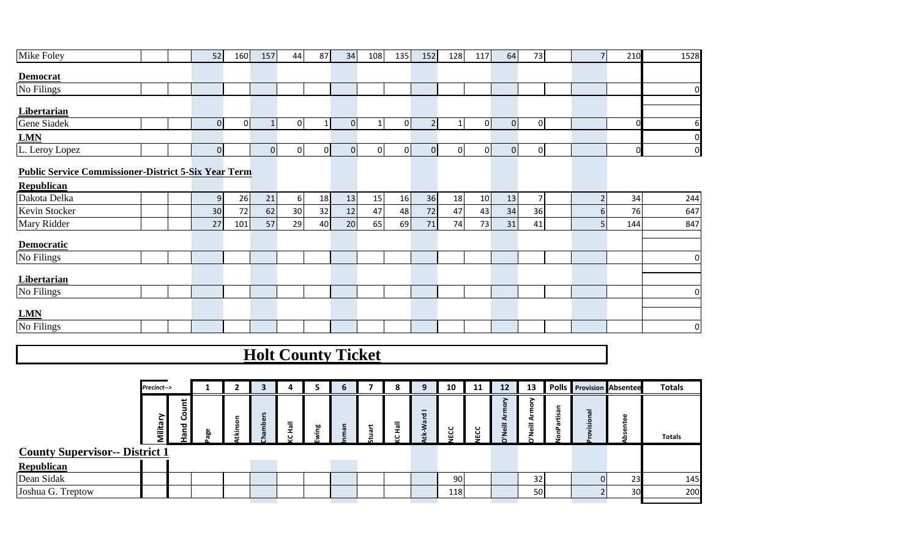| | Military | Hand Count | 1 | 2 | 3 | 4 | 5 | 6 | 7 | 8 | 9 | 10 | 11 | 12 | 13 | Polls | Provision | Absentee | Totals |
|---|---|---|---|---|---|---|---|---|---|---|---|---|---|---|---|---|---|---|---|
| Mike Foley | | | 52 | 160 | 157 | 44 | 87 | 34 | 108 | 135 | 152 | 128 | 117 | 64 | 73 | | 7 | 210 | 1528 |
| **Democrat** | | | | | | | | | | | | | | | | | | | |
| No Filings | | | | | | | | | | | | | | | | | | | 0 |
| **Libertarian** | | | | | | | | | | | | | | | | | | | |
| Gene Siadek | | | 0 | 0 | 1 | 0 | 1 | 0 | 1 | 0 | 2 | 1 | 0 | 0 | 0 | | | 0 | 6 |
| **LMN** | | | | | | | | | | | | | | | | | | | 0 |
| L. Leroy Lopez | | | 0 | | 0 | 0 | 0 | 0 | 0 | 0 | 0 | 0 | 0 | 0 | 0 | | | 0 | 0 |
| **Public Service Commissioner-District 5-Six Year Term** | | | | | | | | | | | | | | | | | | | |
| **Republican** | | | | | | | | | | | | | | | | | | | |
| Dakota Delka | | | 9 | 26 | 21 | 6 | 18 | 13 | 15 | 16 | 36 | 18 | 10 | 13 | 7 | | 2 | 34 | 244 |
| Kevin Stocker | | | 30 | 72 | 62 | 30 | 32 | 12 | 47 | 48 | 72 | 47 | 43 | 34 | 36 | | 6 | 76 | 647 |
| Mary Ridder | | | 27 | 101 | 57 | 29 | 40 | 20 | 65 | 69 | 71 | 74 | 73 | 31 | 41 | | 5 | 144 | 847 |
| **Democratic** | | | | | | | | | | | | | | | | | | | |
| No Filings | | | | | | | | | | | | | | | | | | | 0 |
| **Libertarian** | | | | | | | | | | | | | | | | | | | |
| No Filings | | | | | | | | | | | | | | | | | | | 0 |
| **LMN** | | | | | | | | | | | | | | | | | | | |
| No Filings | | | | | | | | | | | | | | | | | | | 0 |

# Holt County Ticket

| Precinct--> | | | 1 | 2 | 3 | 4 | 5 | 6 | 7 | 8 | 9 | 10 | 11 | 12 | 13 | Polls | Provision | Absentee | Totals |
|---|---|---|---|---|---|---|---|---|---|---|---|---|---|---|---|---|---|---|---|
| | Military | Hand Count | Page | Atkinson | Chambers | KC Hall | Ewing | Inman | Stuart | KC Hall | Atk-Ward I | NECC | NECC | O'Neill Armory | O'Neill Armory | NonPartisan | Provisional | Absentee | Totals |
| **County Supervisor-- District 1** | | | | | | | | | | | | | | | | | | | |
| **Republican** | | | | | | | | | | | | | | | | | | | |
| Dean Sidak | | | | | | | | | | | | 90 | | | 32 | | 0 | 23 | 145 |
| Joshua G. Treptow | | | | | | | | | | | | 118 | | | 50 | | 2 | 30 | 200 |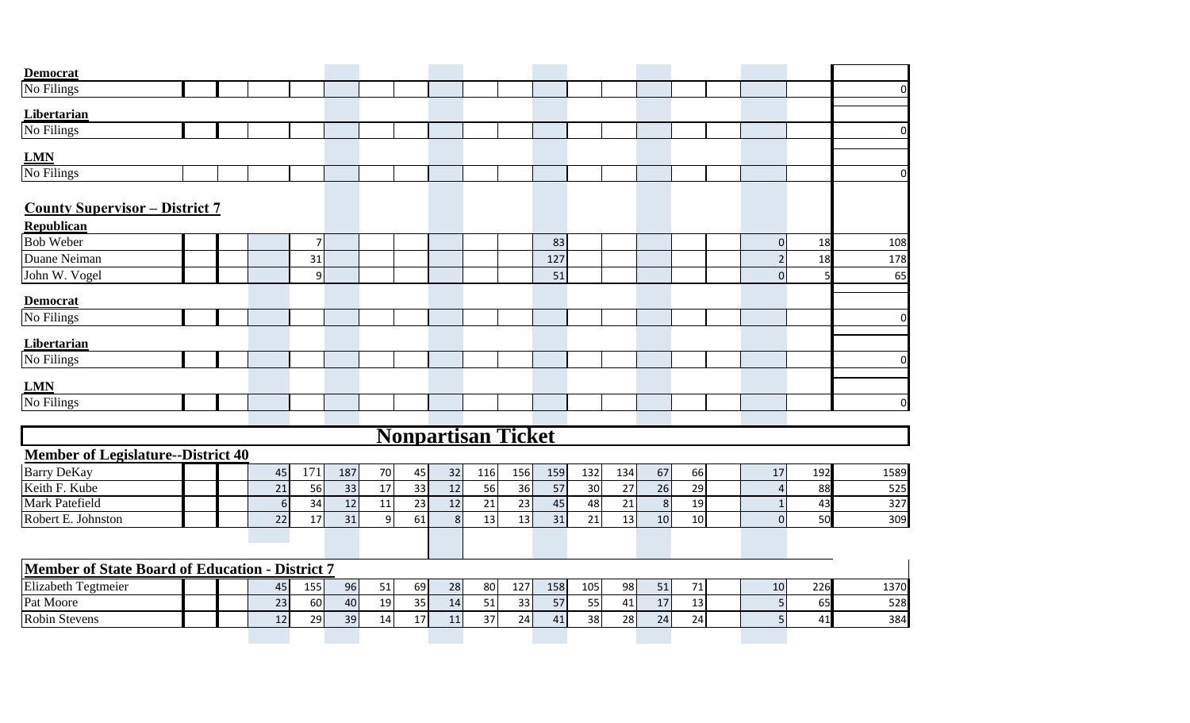| Democrat | | | | | | | | | | | | | | | | | | | |
|---|---|---|---|---|---|---|---|---|---|---|---|---|---|---|---|---|---|---|---|
| No Filings | | | | | | | | | | | | | | | | | | | 0 |
| **Libertarian** | | | | | | | | | | | | | | | | | | | |
| No Filings | | | | | | | | | | | | | | | | | | | 0 |
| **LMN** | | | | | | | | | | | | | | | | | | | |
| No Filings | | | | | | | | | | | | | | | | | | | 0 |

## County Supervisor – District 7

| Republican | | | | | | | | | | | | | | | | | | | |
|---|---|---|---|---|---|---|---|---|---|---|---|---|---|---|---|---|---|---|---|
| Bob Weber | | | | 7 | | | | | | | 83 | | | | | | 0 | 18 | 108 |
| Duane Neiman | | | | 31 | | | | | | | 127 | | | | | | 2 | 18 | 178 |
| John W. Vogel | | | | 9 | | | | | | | 51 | | | | | | 0 | 5 | 65 |
| **Democrat** | | | | | | | | | | | | | | | | | | | |
| No Filings | | | | | | | | | | | | | | | | | | | 0 |
| **Libertarian** | | | | | | | | | | | | | | | | | | | |
| No Filings | | | | | | | | | | | | | | | | | | | 0 |
| **LMN** | | | | | | | | | | | | | | | | | | | |
| No Filings | | | | | | | | | | | | | | | | | | | 0 |

# Nonpartisan Ticket

| Member of Legislature--District 40 | | | | | | | | | | | | | | | | | | | |
|---|---|---|---|---|---|---|---|---|---|---|---|---|---|---|---|---|---|---|---|
| Barry DeKay | | | 45 | 171 | 187 | 70 | 45 | 32 | 116 | 156 | 159 | 132 | 134 | 67 | 66 | | 17 | 192 | 1589 |
| Keith F. Kube | | | 21 | 56 | 33 | 17 | 33 | 12 | 56 | 36 | 57 | 30 | 27 | 26 | 29 | | 4 | 88 | 525 |
| Mark Patefield | | | 6 | 34 | 12 | 11 | 23 | 12 | 21 | 23 | 45 | 48 | 21 | 8 | 19 | | 1 | 43 | 327 |
| Robert E. Johnston | | | 22 | 17 | 31 | 9 | 61 | 8 | 13 | 13 | 31 | 21 | 13 | 10 | 10 | | 0 | 50 | 309 |

| Member of State Board of Education - District 7 | | | | | | | | | | | | | | | | | | | |
|---|---|---|---|---|---|---|---|---|---|---|---|---|---|---|---|---|---|---|---|
| Elizabeth Tegtmeier | | | 45 | 155 | 96 | 51 | 69 | 28 | 80 | 127 | 158 | 105 | 98 | 51 | 71 | | 10 | 226 | 1370 |
| Pat Moore | | | 23 | 60 | 40 | 19 | 35 | 14 | 51 | 33 | 57 | 55 | 41 | 17 | 13 | | 5 | 65 | 528 |
| Robin Stevens | | | 12 | 29 | 39 | 14 | 17 | 11 | 37 | 24 | 41 | 38 | 28 | 24 | 24 | | 5 | 41 | 384 |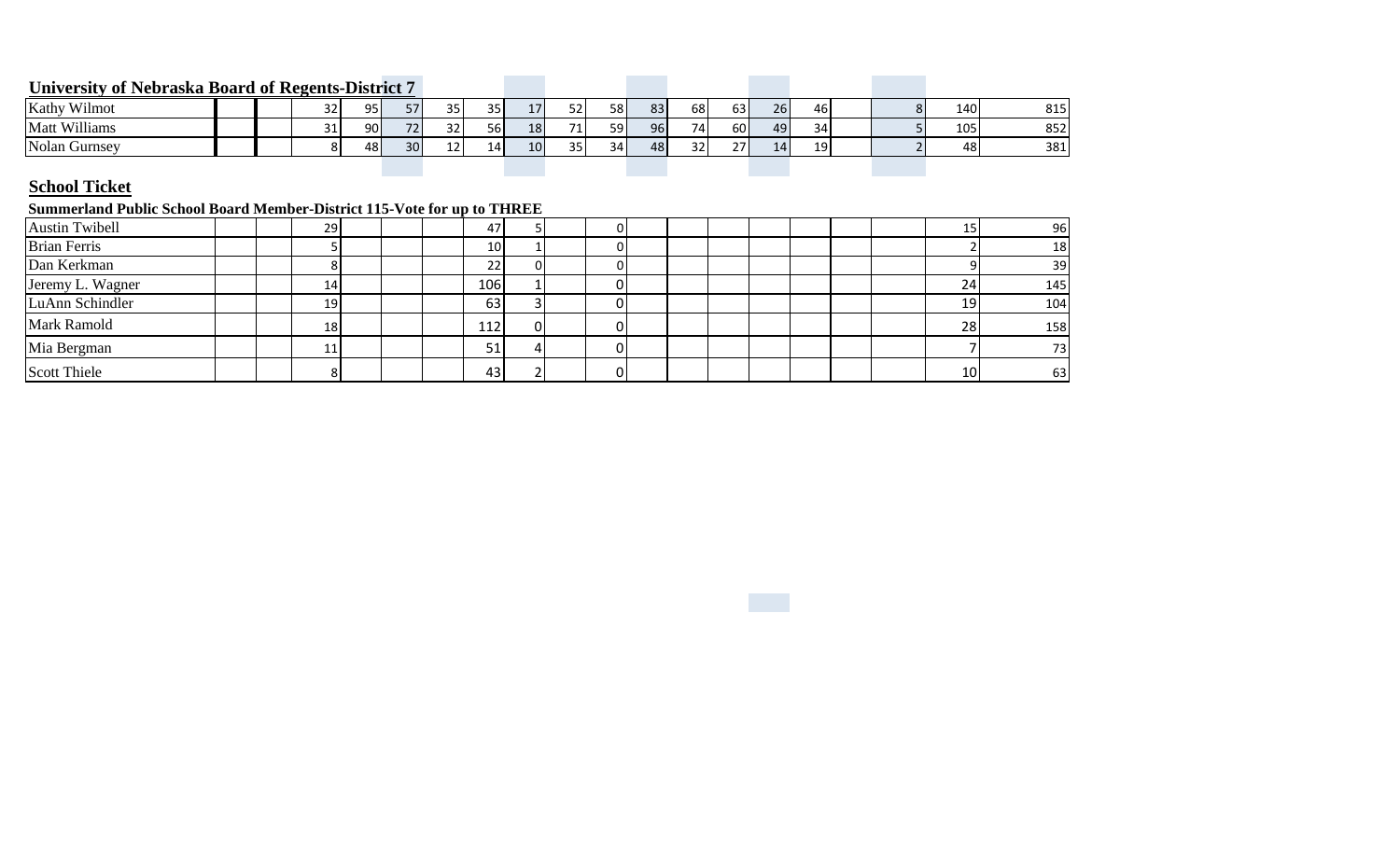## University of Nebraska Board of Regents-District 7

| | | | | | | | | | | | | | | | | | | | |
|---|---|---|---|---|---|---|---|---|---|---|---|---|---|---|---|---|---|---|---|
| Kathy Wilmot | | | 32 | 95 | 57 | 35 | 35 | 17 | 52 | 58 | 83 | 68 | 63 | 26 | 46 | | 8 | 140 | 815 |
| Matt Williams | | | 31 | 90 | 72 | 32 | 56 | 18 | 71 | 59 | 96 | 74 | 60 | 49 | 34 | | 5 | 105 | 852 |
| Nolan Gurnsey | | | 8 | 48 | 30 | 12 | 14 | 10 | 35 | 34 | 48 | 32 | 27 | 14 | 19 | | 2 | 48 | 381 |

## School Ticket

**Summerland Public School Board Member-District 115-Vote for up to THREE**

| | | | | | | | | | | | | | | | | | | | |
|---|---|---|---|---|---|---|---|---|---|---|---|---|---|---|---|---|---|---|---|
| Austin Twibell | | | 29 | | | | 47 | 5 | | 0 | | | | | | | | 15 | 96 |
| Brian Ferris | | | 5 | | | | 10 | 1 | | 0 | | | | | | | | 2 | 18 |
| Dan Kerkman | | | 8 | | | | 22 | 0 | | 0 | | | | | | | | 9 | 39 |
| Jeremy L. Wagner | | | 14 | | | | 106 | 1 | | 0 | | | | | | | | 24 | 145 |
| LuAnn Schindler | | | 19 | | | | 63 | 3 | | 0 | | | | | | | | 19 | 104 |
| Mark Ramold | | | 18 | | | | 112 | 0 | | 0 | | | | | | | | 28 | 158 |
| Mia Bergman | | | 11 | | | | 51 | 4 | | 0 | | | | | | | | 7 | 73 |
| Scott Thiele | | | 8 | | | | 43 | 2 | | 0 | | | | | | | | 10 | 63 |